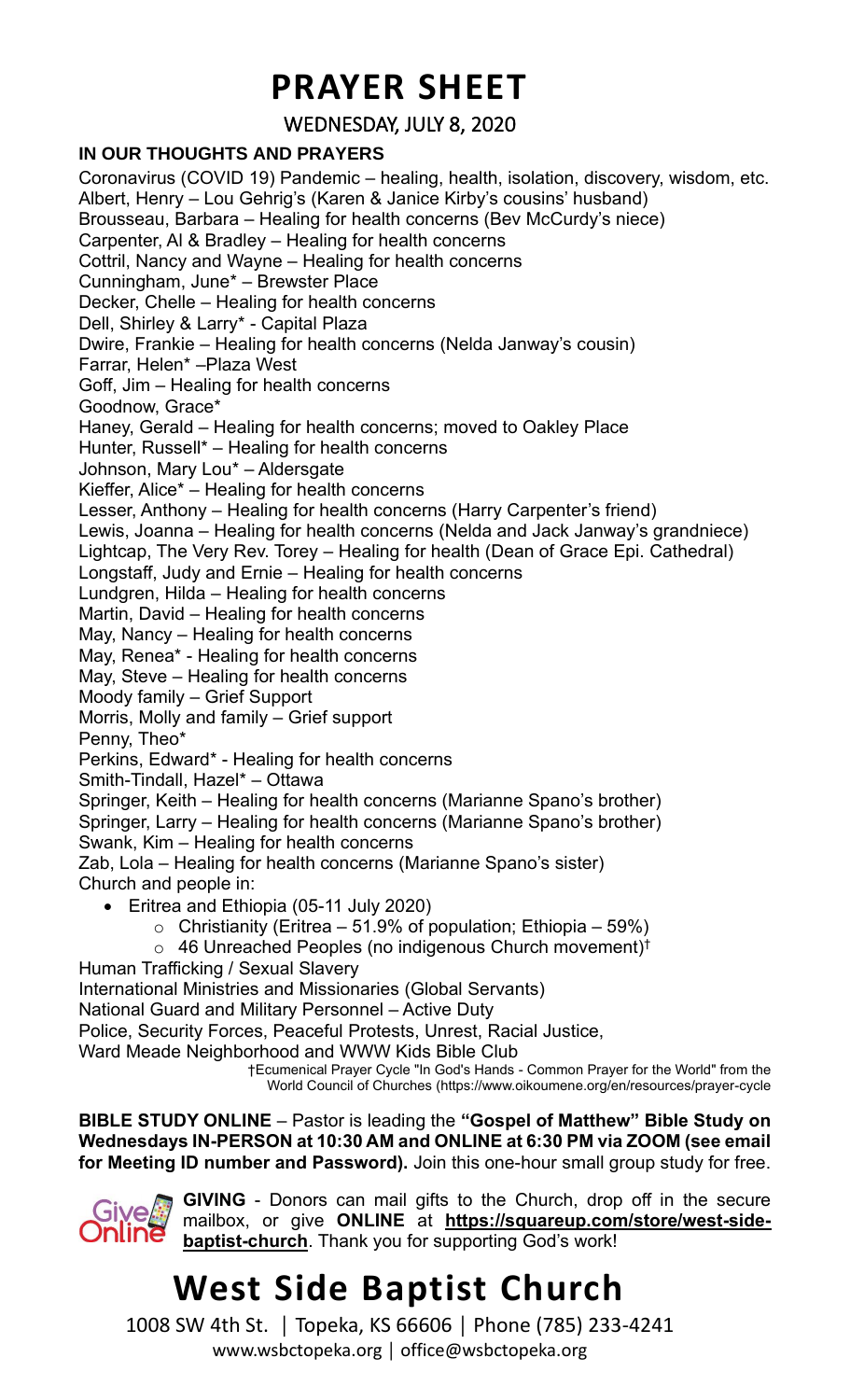# PRAYER SHEET

WEDNESDAY, JULY 8, 2020

**IN OUR THOUGHTS AND PRAYERS**

Coronavirus (COVID 19) Pandemic – healing, health, isolation, discovery, wisdom, etc.
Albert, Henry – Lou Gehrig's (Karen & Janice Kirby's cousins' husband)
Brousseau, Barbara – Healing for health concerns (Bev McCurdy's niece)
Carpenter, Al & Bradley – Healing for health concerns
Cottril, Nancy and Wayne – Healing for health concerns
Cunningham, June* – Brewster Place
Decker, Chelle – Healing for health concerns
Dell, Shirley & Larry* - Capital Plaza
Dwire, Frankie – Healing for health concerns (Nelda Janway's cousin)
Farrar, Helen* –Plaza West
Goff, Jim – Healing for health concerns
Goodnow, Grace*
Haney, Gerald – Healing for health concerns; moved to Oakley Place
Hunter, Russell* – Healing for health concerns
Johnson, Mary Lou* – Aldersgate
Kieffer, Alice* – Healing for health concerns
Lesser, Anthony – Healing for health concerns (Harry Carpenter's friend)
Lewis, Joanna – Healing for health concerns (Nelda and Jack Janway's grandniece)
Lightcap, The Very Rev. Torey – Healing for health (Dean of Grace Epi. Cathedral)
Longstaff, Judy and Ernie – Healing for health concerns
Lundgren, Hilda – Healing for health concerns
Martin, David – Healing for health concerns
May, Nancy – Healing for health concerns
May, Renea* - Healing for health concerns
May, Steve – Healing for health concerns
Moody family – Grief Support
Morris, Molly and family – Grief support
Penny, Theo*
Perkins, Edward* - Healing for health concerns
Smith-Tindall, Hazel* – Ottawa
Springer, Keith – Healing for health concerns (Marianne Spano's brother)
Springer, Larry – Healing for health concerns (Marianne Spano's brother)
Swank, Kim – Healing for health concerns
Zab, Lola – Healing for health concerns (Marianne Spano's sister)
Church and people in:

- Eritrea and Ethiopia (05-11 July 2020)
  - Christianity (Eritrea – 51.9% of population; Ethiopia – 59%)
  - 46 Unreached Peoples (no indigenous Church movement)†

Human Trafficking / Sexual Slavery
International Ministries and Missionaries (Global Servants)
National Guard and Military Personnel – Active Duty
Police, Security Forces, Peaceful Protests, Unrest, Racial Justice,
Ward Meade Neighborhood and WWW Kids Bible Club

†Ecumenical Prayer Cycle "In God's Hands - Common Prayer for the World" from the World Council of Churches (https://www.oikoumene.org/en/resources/prayer-cycle

**BIBLE STUDY ONLINE** – Pastor is leading the **"Gospel of Matthew" Bible Study on Wednesdays IN-PERSON at 10:30 AM and ONLINE at 6:30 PM via ZOOM (see email for Meeting ID number and Password).** Join this one-hour small group study for free.

**GIVING** - Donors can mail gifts to the Church, drop off in the secure mailbox, or give **ONLINE** at **https://squareup.com/store/west-side-baptist-church**. Thank you for supporting God's work!

# West Side Baptist Church

1008 SW 4th St. | Topeka, KS 66606 | Phone (785) 233-4241
www.wsbctopeka.org | office@wsbctopeka.org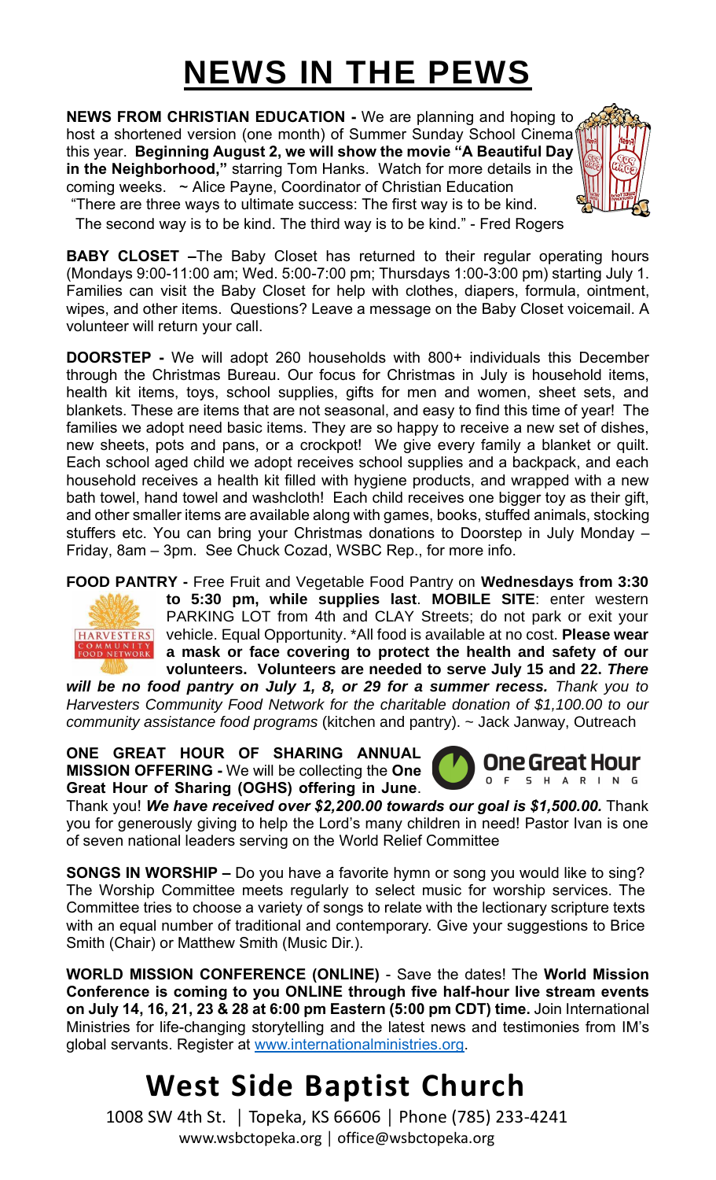# NEWS IN THE PEWS

**NEWS FROM CHRISTIAN EDUCATION -** We are planning and hoping to host a shortened version (one month) of Summer Sunday School Cinema this year. **Beginning August 2, we will show the movie "A Beautiful Day in the Neighborhood,"** starring Tom Hanks. Watch for more details in the coming weeks. ~ Alice Payne, Coordinator of Christian Education

"There are three ways to ultimate success: The first way is to be kind. The second way is to be kind. The third way is to be kind." - Fred Rogers

**BABY CLOSET –**The Baby Closet has returned to their regular operating hours (Mondays 9:00-11:00 am; Wed. 5:00-7:00 pm; Thursdays 1:00-3:00 pm) starting July 1. Families can visit the Baby Closet for help with clothes, diapers, formula, ointment, wipes, and other items. Questions? Leave a message on the Baby Closet voicemail. A volunteer will return your call.

**DOORSTEP -** We will adopt 260 households with 800+ individuals this December through the Christmas Bureau. Our focus for Christmas in July is household items, health kit items, toys, school supplies, gifts for men and women, sheet sets, and blankets. These are items that are not seasonal, and easy to find this time of year! The families we adopt need basic items. They are so happy to receive a new set of dishes, new sheets, pots and pans, or a crockpot! We give every family a blanket or quilt. Each school aged child we adopt receives school supplies and a backpack, and each household receives a health kit filled with hygiene products, and wrapped with a new bath towel, hand towel and washcloth! Each child receives one bigger toy as their gift, and other smaller items are available along with games, books, stuffed animals, stocking stuffers etc. You can bring your Christmas donations to Doorstep in July Monday – Friday, 8am – 3pm. See Chuck Cozad, WSBC Rep., for more info.

**FOOD PANTRY -** Free Fruit and Vegetable Food Pantry on **Wednesdays from 3:30 to 5:30 pm, while supplies last**. **MOBILE SITE**: enter western PARKING LOT from 4th and CLAY Streets; do not park or exit your vehicle. Equal Opportunity. *All food is available at no cost. **Please wear a mask or face covering to protect the health and safety of our volunteers. Volunteers are needed to serve July 15 and 22.** ***There will be no food pantry on July 1, 8, or 29 for a summer recess.*** *Thank you to Harvesters Community Food Network for the charitable donation of $1,100.00 to our community assistance food programs* (kitchen and pantry). ~ Jack Janway, Outreach

**ONE GREAT HOUR OF SHARING ANNUAL MISSION OFFERING -** We will be collecting the **One Great Hour of Sharing (OGHS) offering in June**. Thank you! ***We have received over $2,200.00 towards our goal is $1,500.00.*** Thank you for generously giving to help the Lord's many children in need! Pastor Ivan is one of seven national leaders serving on the World Relief Committee

**SONGS IN WORSHIP –** Do you have a favorite hymn or song you would like to sing? The Worship Committee meets regularly to select music for worship services. The Committee tries to choose a variety of songs to relate with the lectionary scripture texts with an equal number of traditional and contemporary. Give your suggestions to Brice Smith (Chair) or Matthew Smith (Music Dir.).

**WORLD MISSION CONFERENCE (ONLINE)** - Save the dates! The **World Mission Conference is coming to you ONLINE through five half-hour live stream events on July 14, 16, 21, 23 & 28 at 6:00 pm Eastern (5:00 pm CDT) time.** Join International Ministries for life-changing storytelling and the latest news and testimonies from IM's global servants. Register at www.internationalministries.org.

## West Side Baptist Church

1008 SW 4th St. | Topeka, KS 66606 | Phone (785) 233-4241
www.wsbctopeka.org | office@wsbctopeka.org